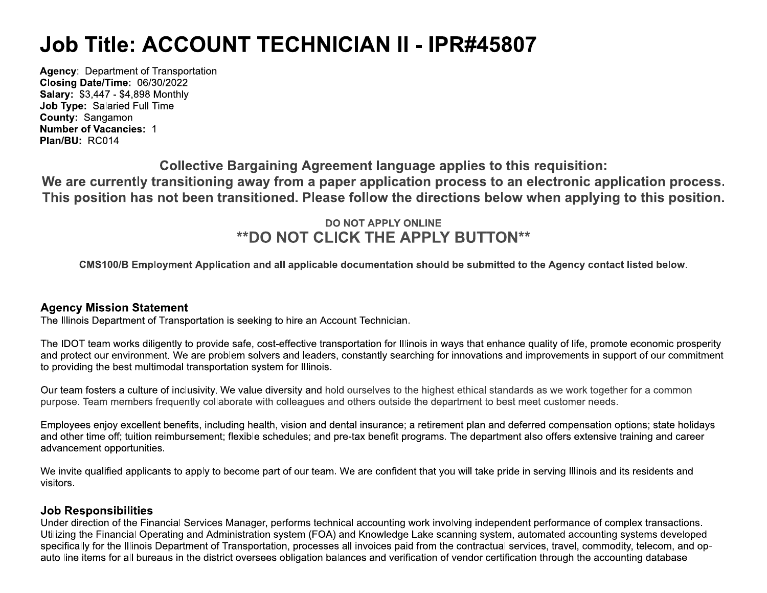# Job Title: ACCOUNT TECHNICIAN II - IPR#45807

**Agency**: Department of Transportation
**Closing Date/Time:** 06/30/2022
**Salary:** $3,447 - $4,898 Monthly
**Job Type:** Salaried Full Time
**County:** Sangamon
**Number of Vacancies:** 1
**Plan/BU:** RC014

**Collective Bargaining Agreement language applies to this requisition:**
**We are currently transitioning away from a paper application process to an electronic application process. This position has not been transitioned. Please follow the directions below when applying to this position.**

**DO NOT APPLY ONLINE**
**\*\*DO NOT CLICK THE APPLY BUTTON\*\***

**CMS100/B Employment Application and all applicable documentation should be submitted to the Agency contact listed below.**

### Agency Mission Statement

The Illinois Department of Transportation is seeking to hire an Account Technician.

The IDOT team works diligently to provide safe, cost-effective transportation for Illinois in ways that enhance quality of life, promote economic prosperity and protect our environment. We are problem solvers and leaders, constantly searching for innovations and improvements in support of our commitment to providing the best multimodal transportation system for Illinois.

Our team fosters a culture of inclusivity. We value diversity and hold ourselves to the highest ethical standards as we work together for a common purpose. Team members frequently collaborate with colleagues and others outside the department to best meet customer needs.

Employees enjoy excellent benefits, including health, vision and dental insurance; a retirement plan and deferred compensation options; state holidays and other time off; tuition reimbursement; flexible schedules; and pre-tax benefit programs. The department also offers extensive training and career advancement opportunities.

We invite qualified applicants to apply to become part of our team. We are confident that you will take pride in serving Illinois and its residents and visitors.

### Job Responsibilities

Under direction of the Financial Services Manager, performs technical accounting work involving independent performance of complex transactions. Utilizing the Financial Operating and Administration system (FOA) and Knowledge Lake scanning system, automated accounting systems developed specifically for the Illinois Department of Transportation, processes all invoices paid from the contractual services, travel, commodity, telecom, and op-auto line items for all bureaus in the district oversees obligation balances and verification of vendor certification through the accounting database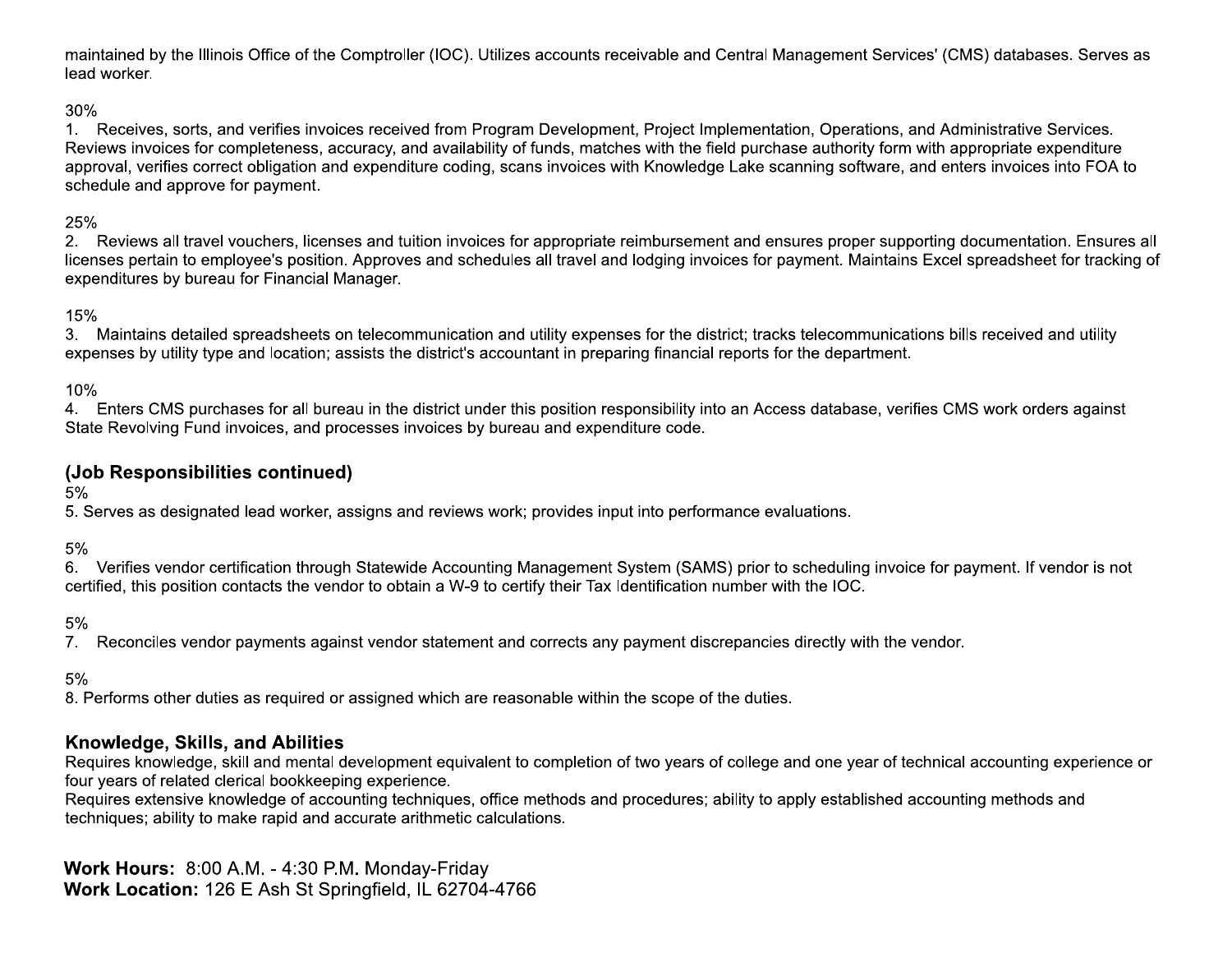maintained by the Illinois Office of the Comptroller (IOC). Utilizes accounts receivable and Central Management Services' (CMS) databases. Serves as lead worker.

30%
1. Receives, sorts, and verifies invoices received from Program Development, Project Implementation, Operations, and Administrative Services. Reviews invoices for completeness, accuracy, and availability of funds, matches with the field purchase authority form with appropriate expenditure approval, verifies correct obligation and expenditure coding, scans invoices with Knowledge Lake scanning software, and enters invoices into FOA to schedule and approve for payment.

25%
2. Reviews all travel vouchers, licenses and tuition invoices for appropriate reimbursement and ensures proper supporting documentation. Ensures all licenses pertain to employee's position. Approves and schedules all travel and lodging invoices for payment. Maintains Excel spreadsheet for tracking of expenditures by bureau for Financial Manager.

15%
3. Maintains detailed spreadsheets on telecommunication and utility expenses for the district; tracks telecommunications bills received and utility expenses by utility type and location; assists the district's accountant in preparing financial reports for the department.

10%
4. Enters CMS purchases for all bureau in the district under this position responsibility into an Access database, verifies CMS work orders against State Revolving Fund invoices, and processes invoices by bureau and expenditure code.

### (Job Responsibilities continued)

5%
5. Serves as designated lead worker, assigns and reviews work; provides input into performance evaluations.

5%
6. Verifies vendor certification through Statewide Accounting Management System (SAMS) prior to scheduling invoice for payment. If vendor is not certified, this position contacts the vendor to obtain a W-9 to certify their Tax Identification number with the IOC.

5%
7. Reconciles vendor payments against vendor statement and corrects any payment discrepancies directly with the vendor.

5%
8. Performs other duties as required or assigned which are reasonable within the scope of the duties.

### Knowledge, Skills, and Abilities

Requires knowledge, skill and mental development equivalent to completion of two years of college and one year of technical accounting experience or four years of related clerical bookkeeping experience.
Requires extensive knowledge of accounting techniques, office methods and procedures; ability to apply established accounting methods and techniques; ability to make rapid and accurate arithmetic calculations.

**Work Hours:** 8:00 A.M. - 4:30 P.M. Monday-Friday
**Work Location:** 126 E Ash St Springfield, IL 62704-4766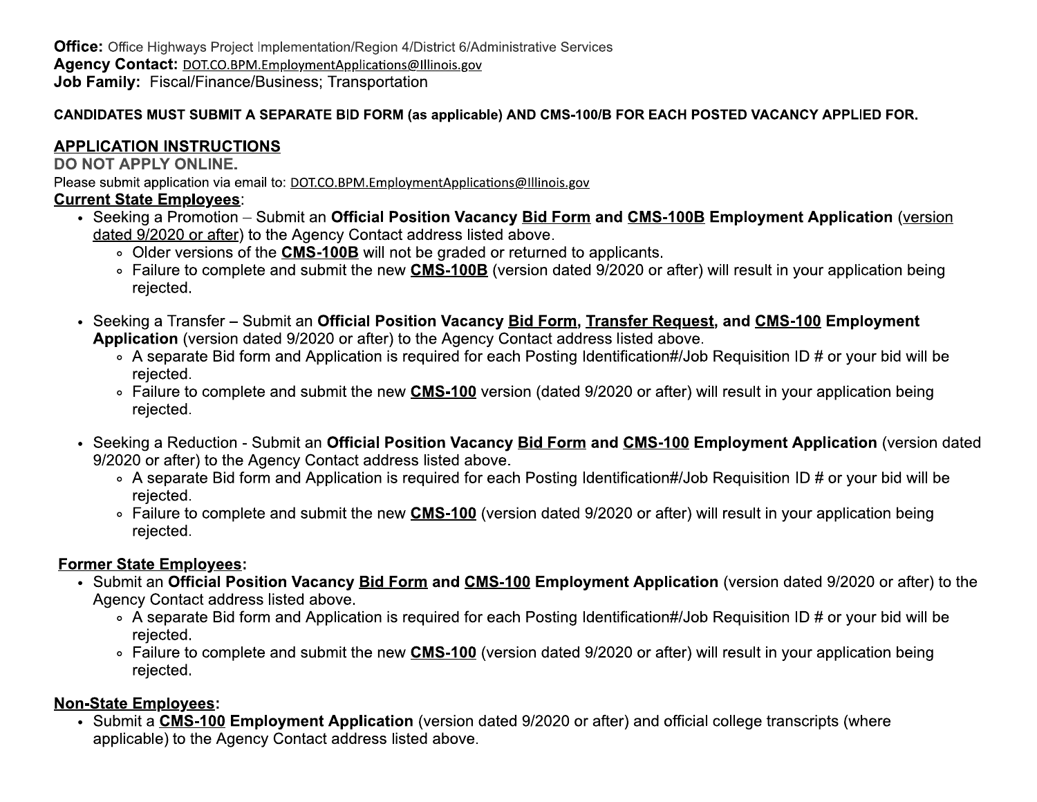**Office:** Office Highways Project Implementation/Region 4/District 6/Administrative Services
**Agency Contact:** DOT.CO.BPM.EmploymentApplications@Illinois.gov
**Job Family:** Fiscal/Finance/Business; Transportation

**CANDIDATES MUST SUBMIT A SEPARATE BID FORM (as applicable) AND CMS-100/B FOR EACH POSTED VACANCY APPLIED FOR.**

## APPLICATION INSTRUCTIONS

**DO NOT APPLY ONLINE.**

Please submit application via email to: DOT.CO.BPM.EmploymentApplications@Illinois.gov

**Current State Employees**:

- Seeking a Promotion – Submit an **Official Position Vacancy Bid Form and CMS-100B Employment Application** (version dated 9/2020 or after) to the Agency Contact address listed above.
    - Older versions of the **CMS-100B** will not be graded or returned to applicants.
    - Failure to complete and submit the new **CMS-100B** (version dated 9/2020 or after) will result in your application being rejected.
- Seeking a Transfer – Submit an **Official Position Vacancy Bid Form, Transfer Request, and CMS-100 Employment Application** (version dated 9/2020 or after) to the Agency Contact address listed above.
    - A separate Bid form and Application is required for each Posting Identification#/Job Requisition ID # or your bid will be rejected.
    - Failure to complete and submit the new **CMS-100** version (dated 9/2020 or after) will result in your application being rejected.
- Seeking a Reduction - Submit an **Official Position Vacancy Bid Form and CMS-100 Employment Application** (version dated 9/2020 or after) to the Agency Contact address listed above.
    - A separate Bid form and Application is required for each Posting Identification#/Job Requisition ID # or your bid will be rejected.
    - Failure to complete and submit the new **CMS-100** (version dated 9/2020 or after) will result in your application being rejected.

**Former State Employees:**

- Submit an **Official Position Vacancy Bid Form and CMS-100 Employment Application** (version dated 9/2020 or after) to the Agency Contact address listed above.
    - A separate Bid form and Application is required for each Posting Identification#/Job Requisition ID # or your bid will be rejected.
    - Failure to complete and submit the new **CMS-100** (version dated 9/2020 or after) will result in your application being rejected.

**Non-State Employees:**

- Submit a **CMS-100 Employment Application** (version dated 9/2020 or after) and official college transcripts (where applicable) to the Agency Contact address listed above.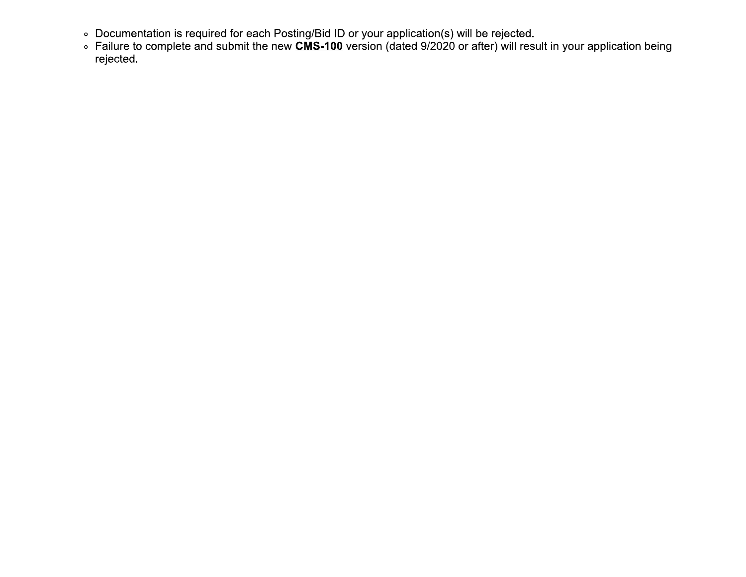- Documentation is required for each Posting/Bid ID or your application(s) will be rejected.
- Failure to complete and submit the new **CMS-100** version (dated 9/2020 or after) will result in your application being rejected.